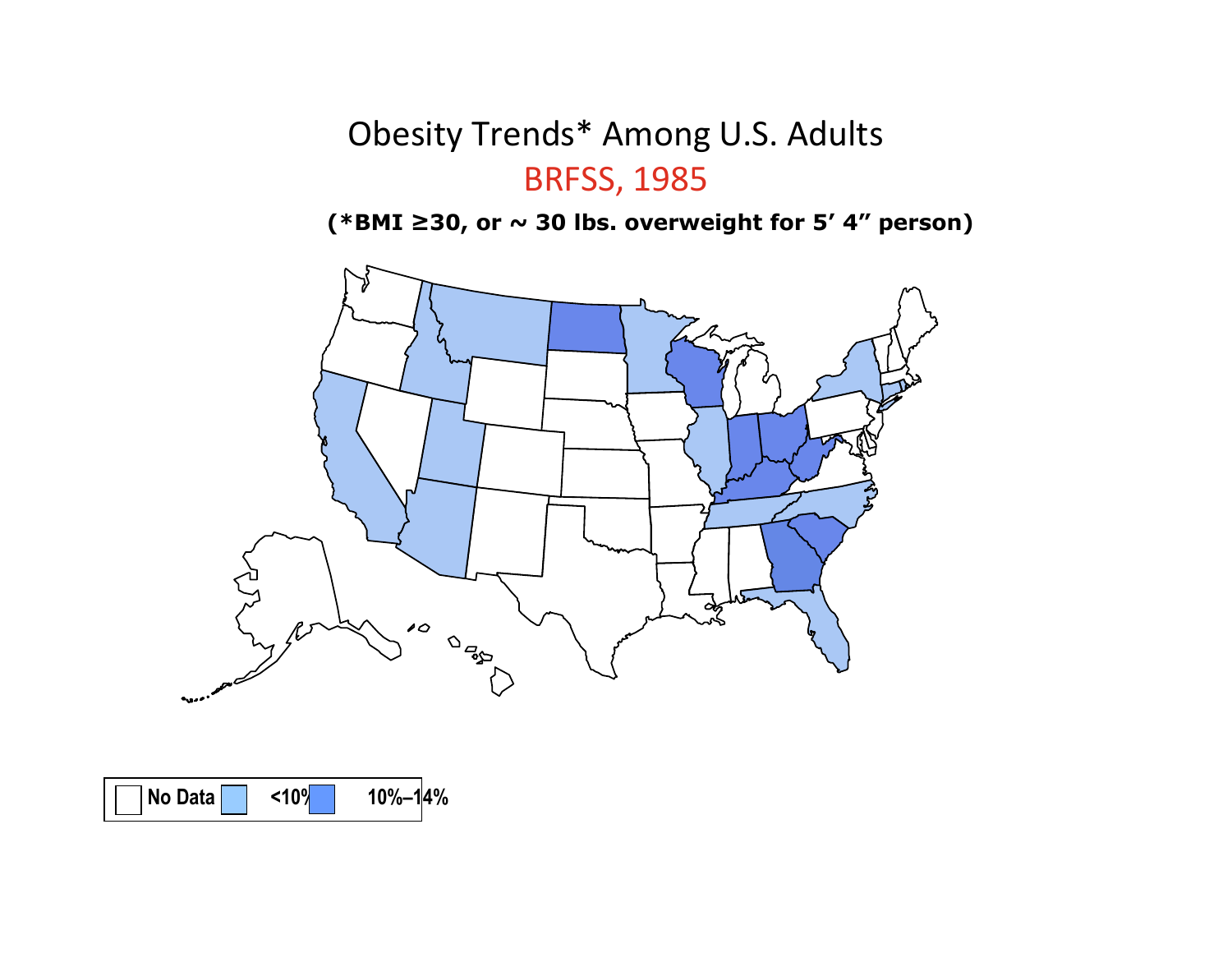# Obesity Trends* Among U.S. Adults

## BRFSS, 1985

**(*BMI ≥30, or ~ 30 lbs. overweight for 5' 4" person)**

**No Data** | **<10%** | **10%–14%**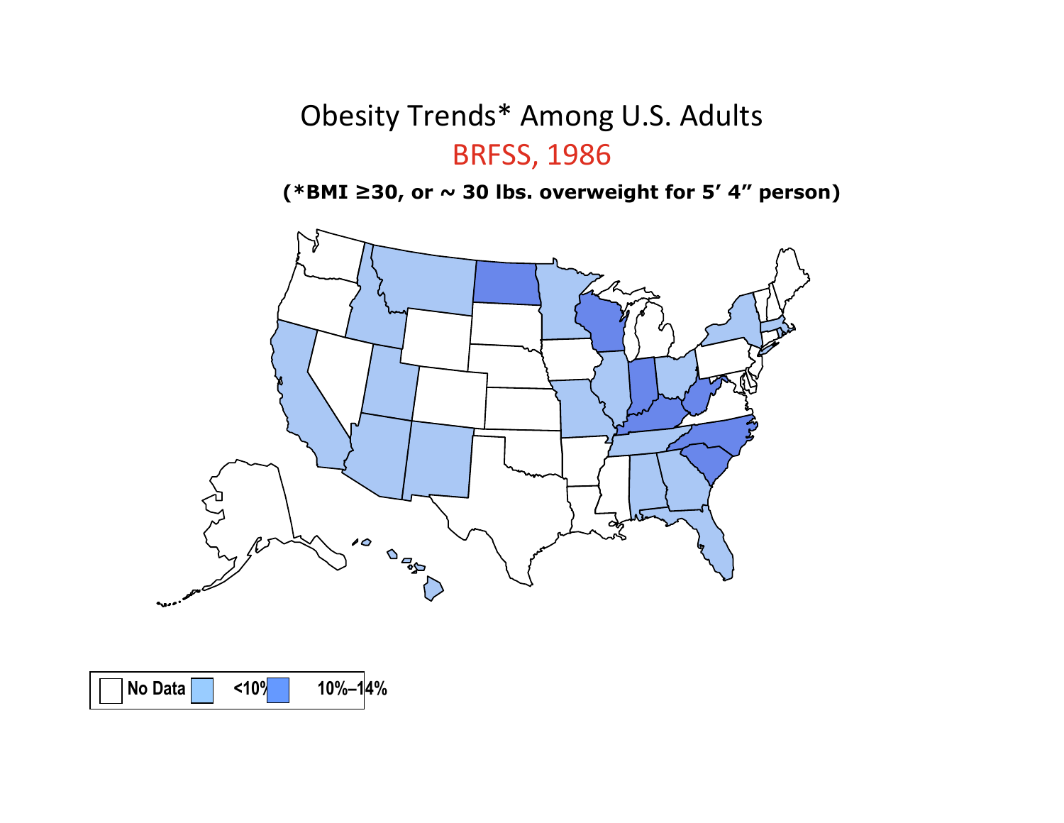# Obesity Trends* Among U.S. Adults

## BRFSS, 1986

**(*BMI ≥30, or ~ 30 lbs. overweight for 5' 4" person)**

**No Data** | **<10%** | **10%–14%**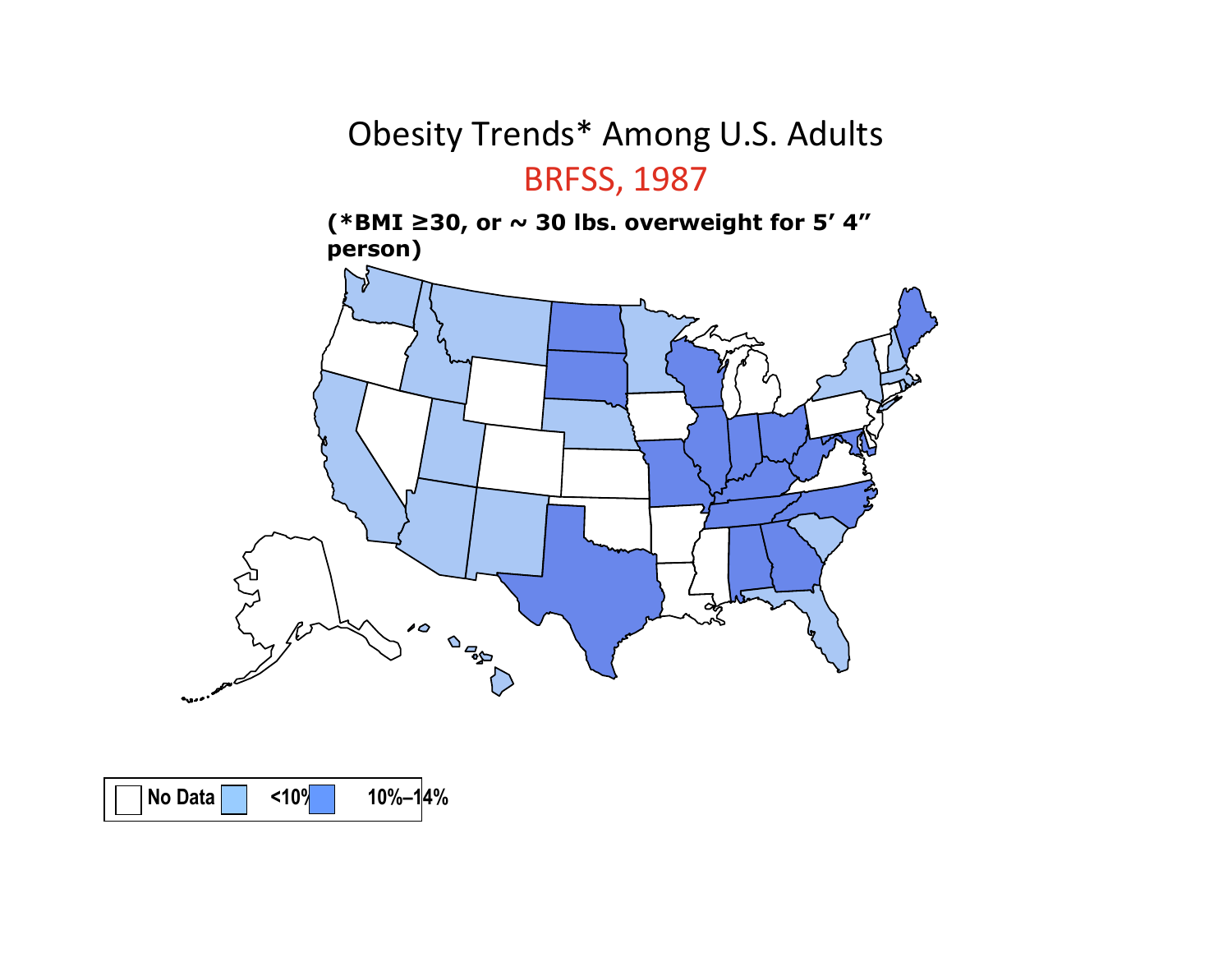# Obesity Trends* Among U.S. Adults

## BRFSS, 1987

**(*BMI ≥30, or ~ 30 lbs. overweight for 5' 4" person)**

**No Data** | **<10%** | **10%–14%**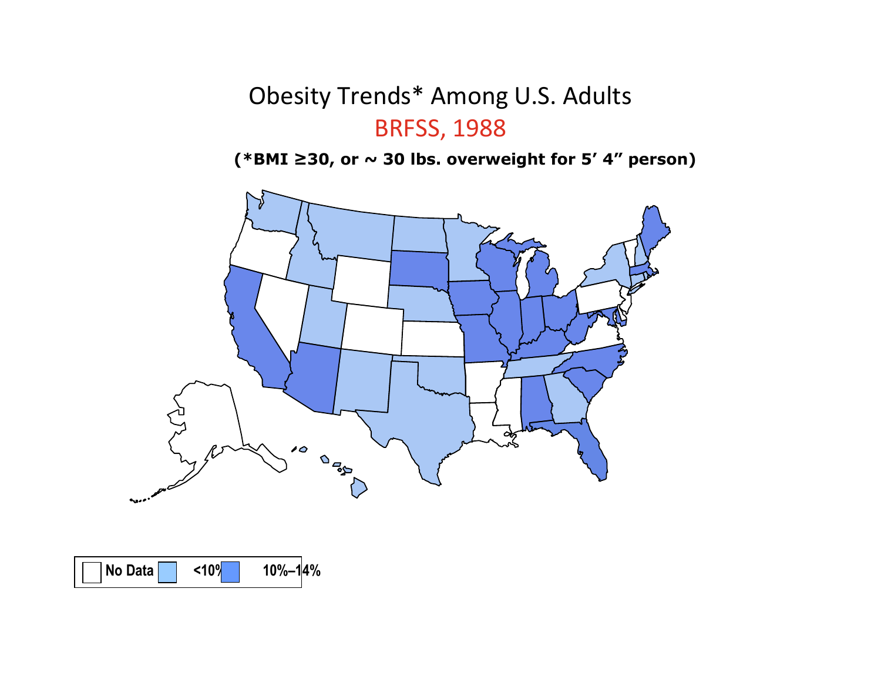# Obesity Trends* Among U.S. Adults

## BRFSS, 1988

**(*BMI ≥30, or ~ 30 lbs. overweight for 5' 4" person)**

**No Data** **<10%** **10%–14%**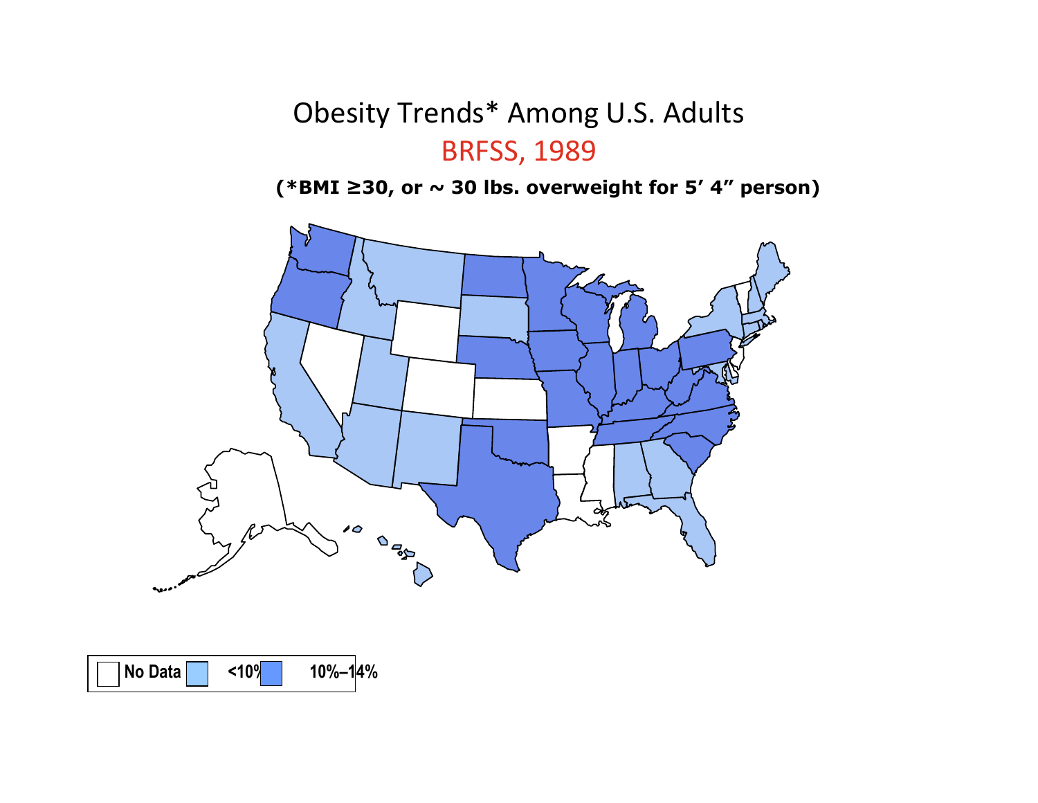# Obesity Trends* Among U.S. Adults

## BRFSS, 1989

**(*BMI ≥30, or ~ 30 lbs. overweight for 5' 4" person)**

| No Data | <10% | 10%–14% |
|---|---|---|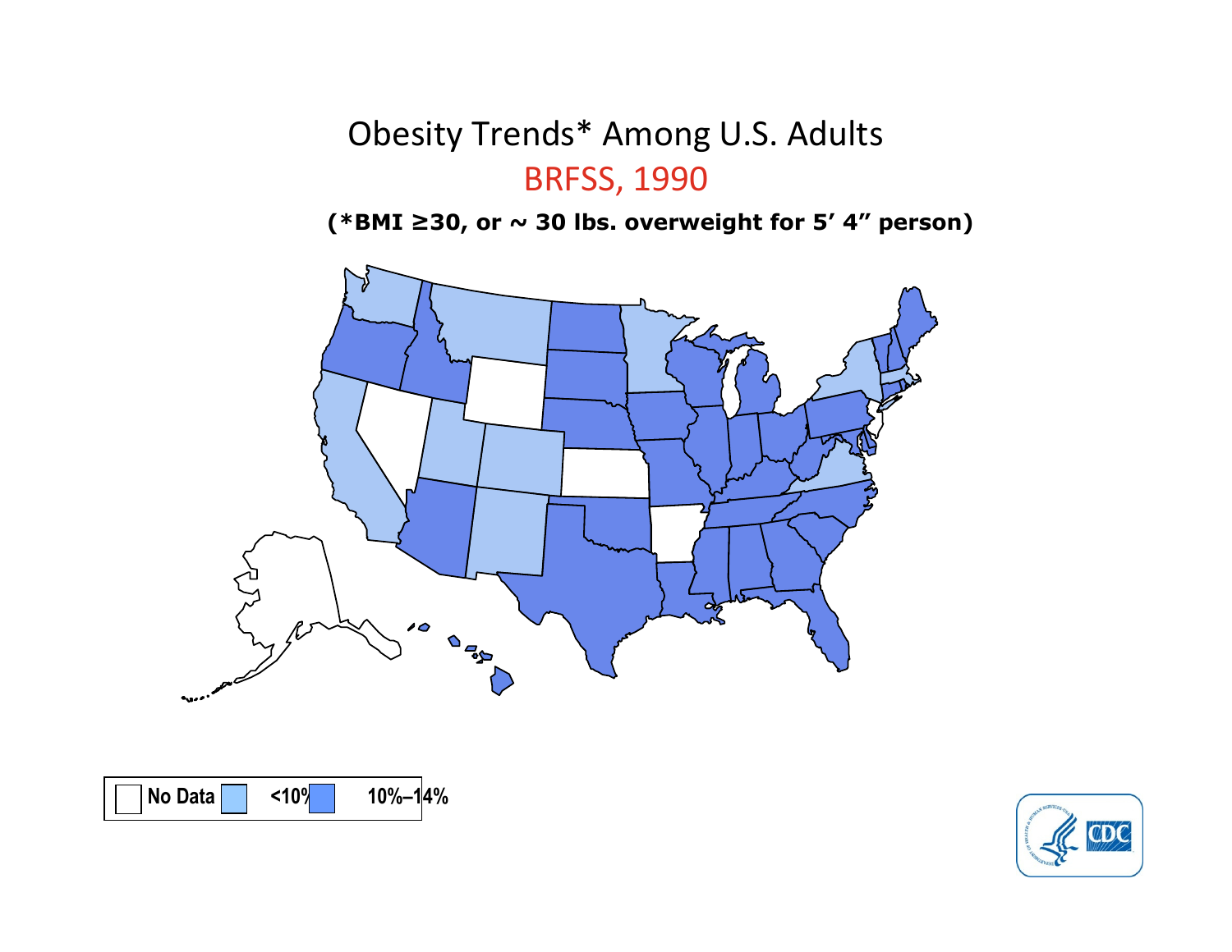# Obesity Trends* Among U.S. Adults

## BRFSS, 1990

**(*BMI ≥30, or ~ 30 lbs. overweight for 5' 4" person)**

**No Data** **<10%** **10%–14%**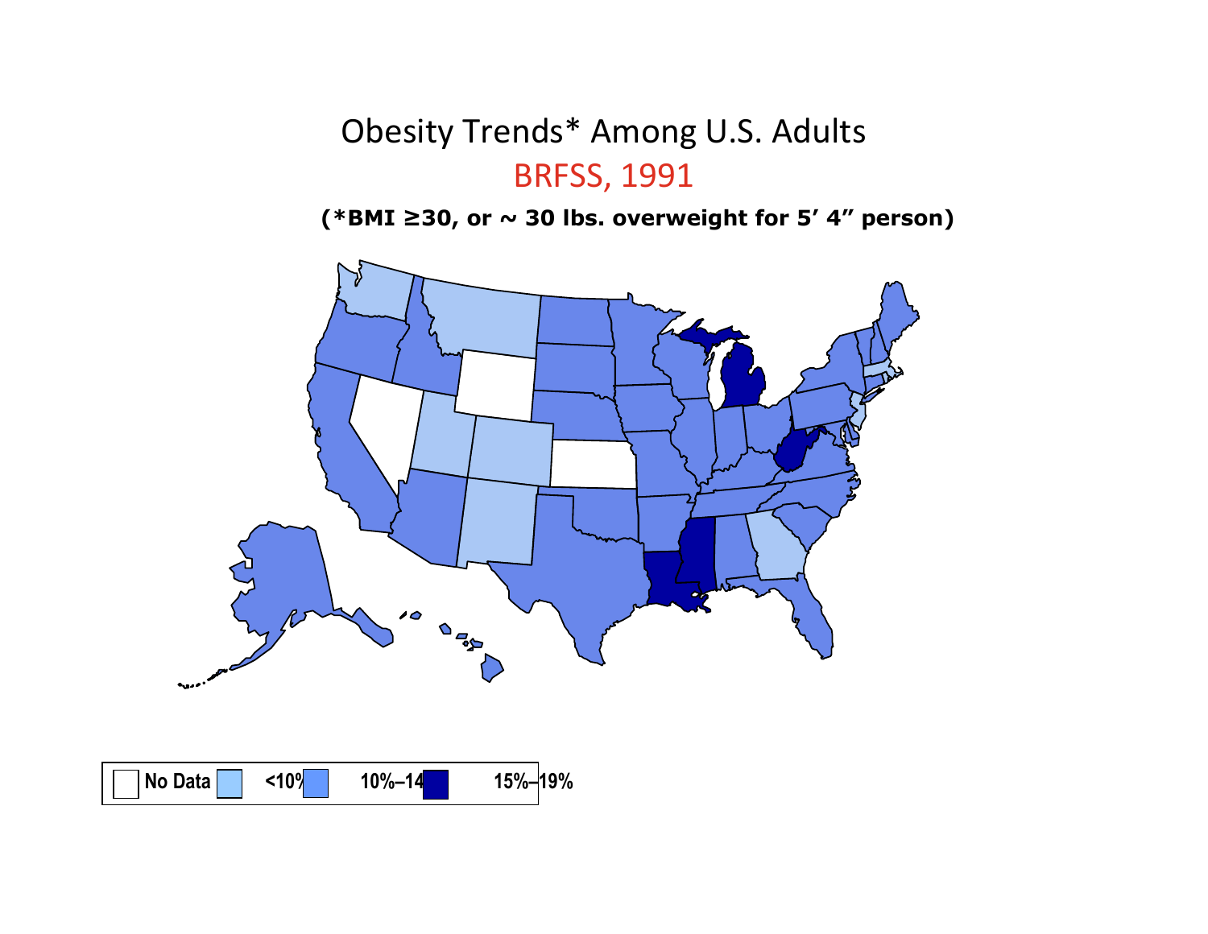# Obesity Trends* Among U.S. Adults

## BRFSS, 1991

**(*BMI ≥30, or ~ 30 lbs. overweight for 5' 4" person)**

**No Data** **<10%** **10%–14%** **15%–19%**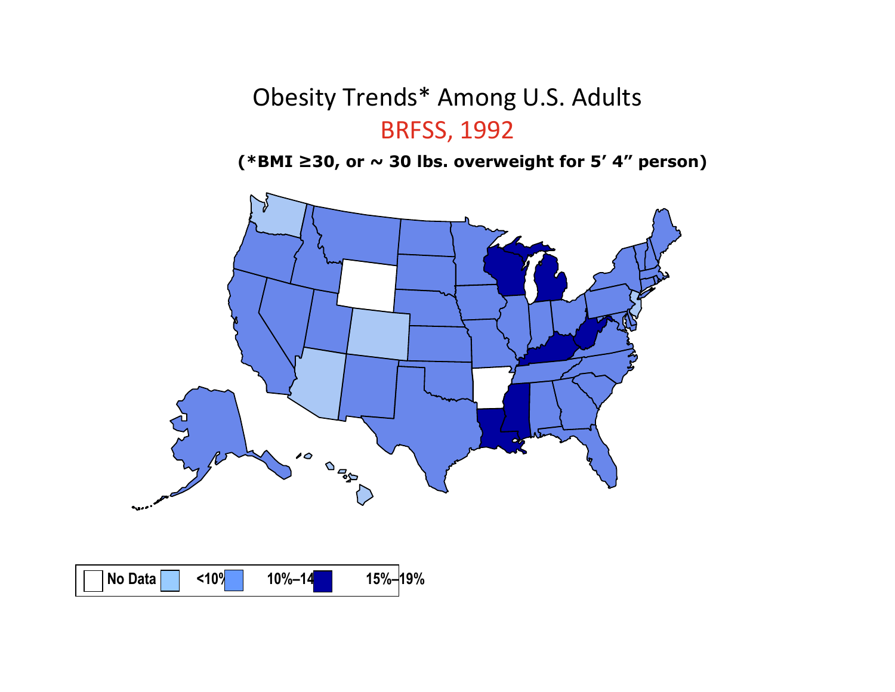# Obesity Trends* Among U.S. Adults

## BRFSS, 1992

**(*BMI ≥30, or ~ 30 lbs. overweight for 5' 4" person)**

**No Data** **<10%** **10%–14%** **15%–19%**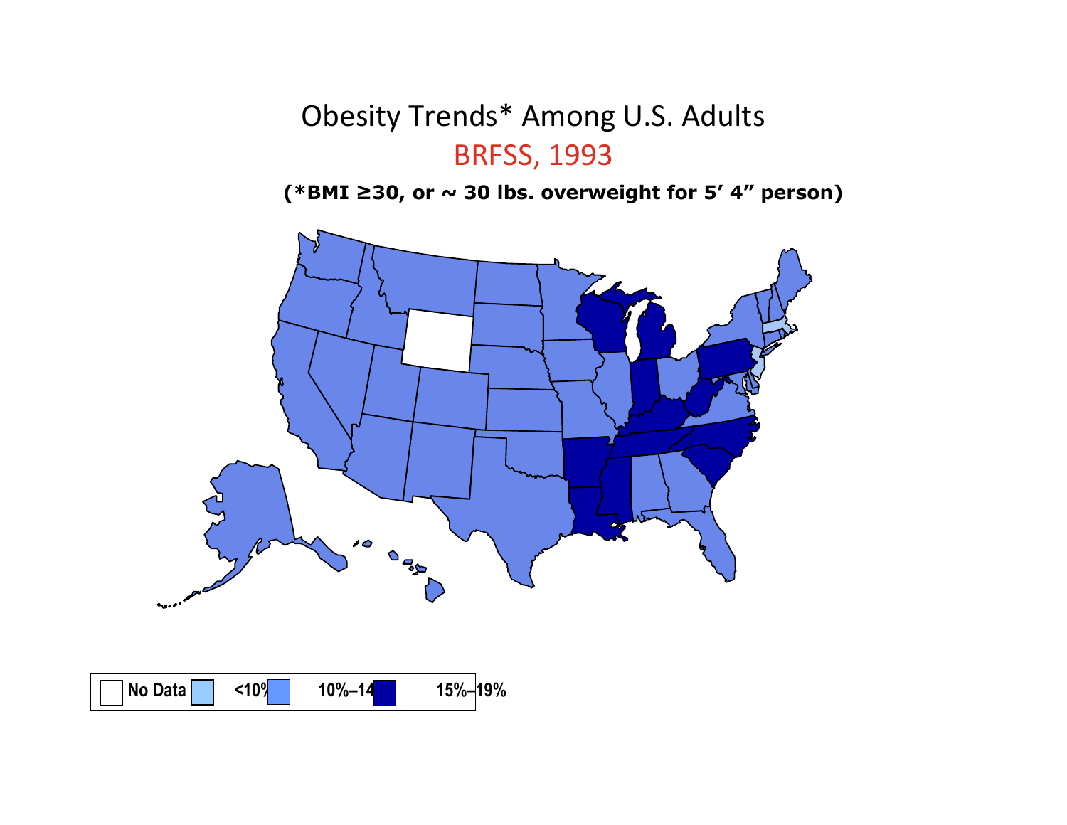# Obesity Trends* Among U.S. Adults

## BRFSS, 1993

**(*BMI ≥30, or ~ 30 lbs. overweight for 5' 4" person)**

| No Data | <10% | 10%–14% | 15%–19% |
|---|---|---|---|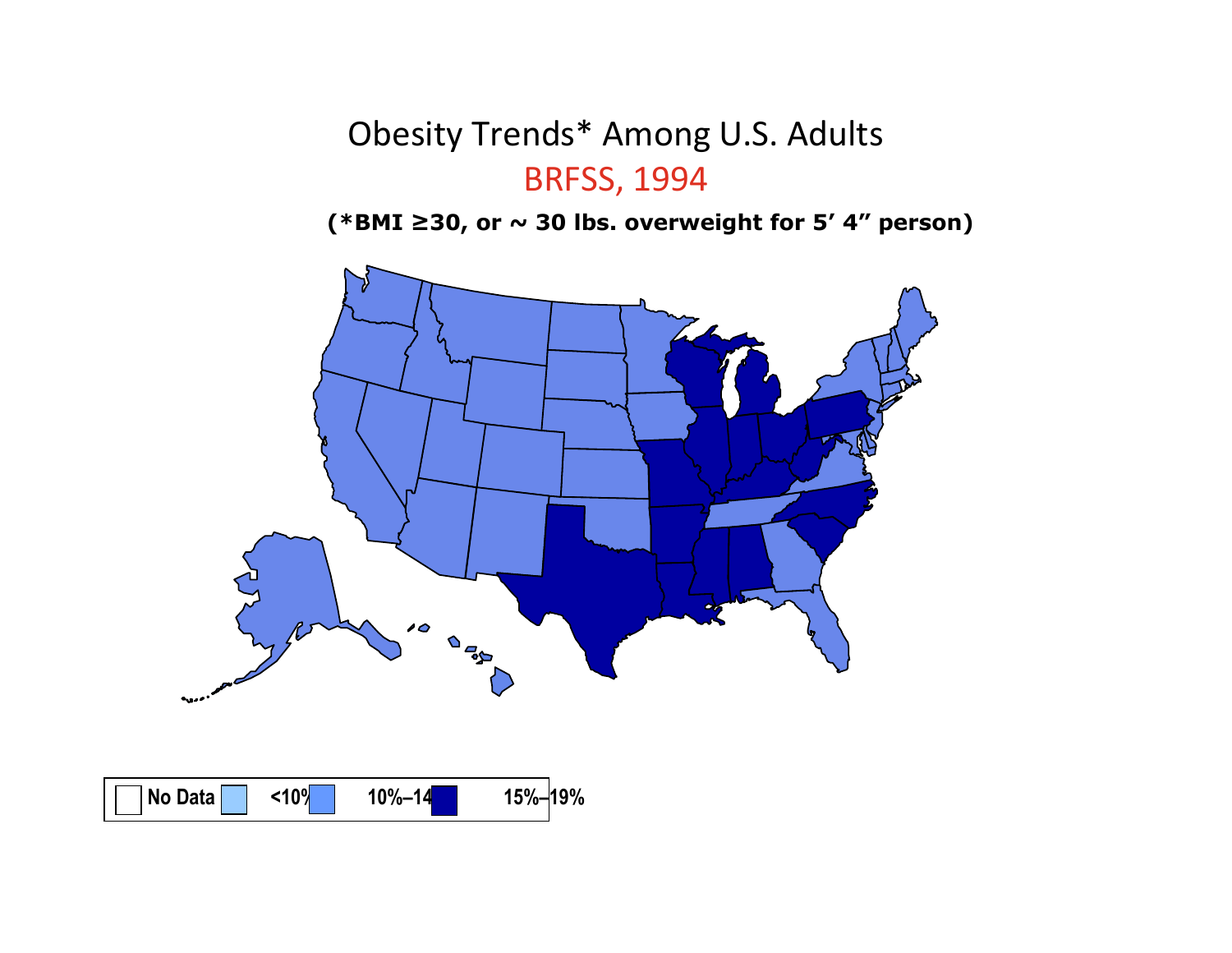# Obesity Trends* Among U.S. Adults

## BRFSS, 1994

**(*BMI ≥30, or ~ 30 lbs. overweight for 5' 4" person)**

**No Data** **<10%** **10%–14%** **15%–19%**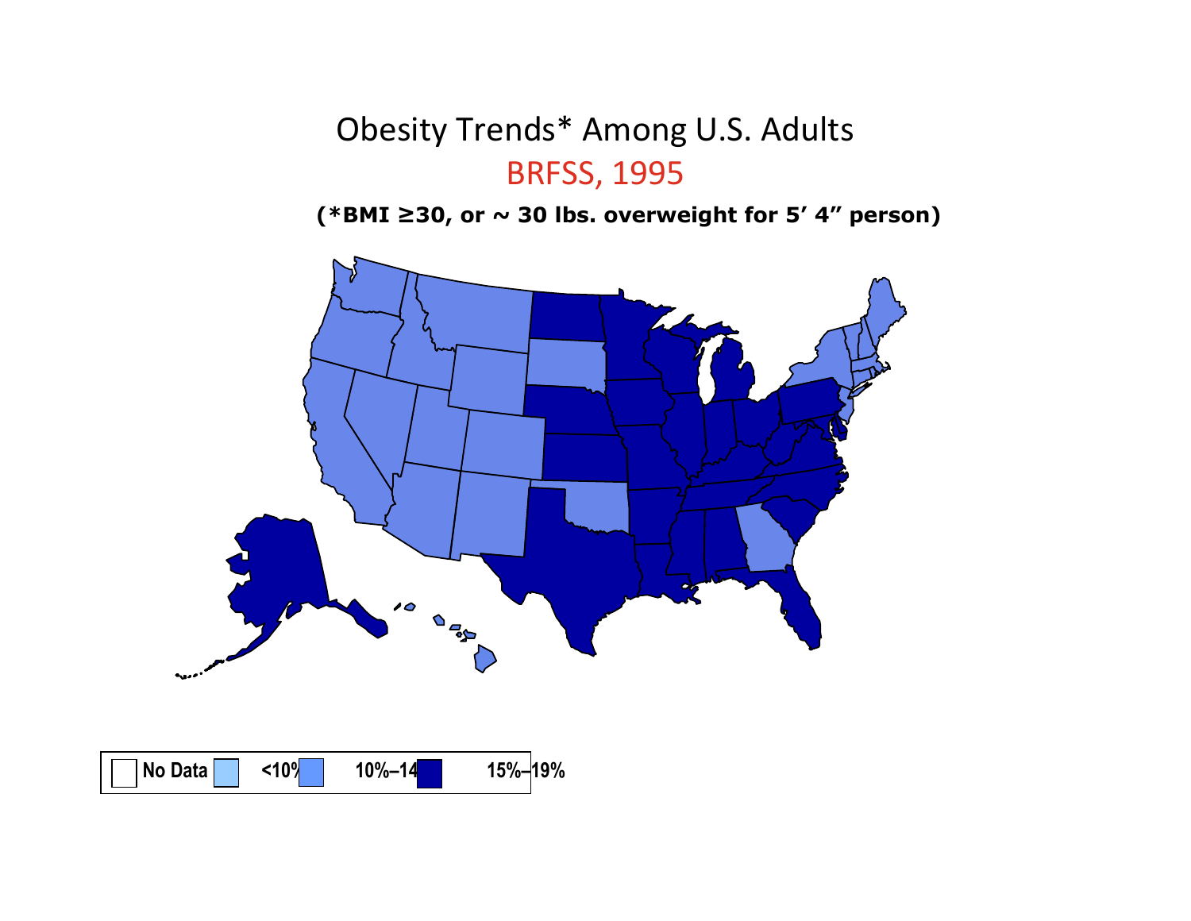# Obesity Trends* Among U.S. Adults

## BRFSS, 1995

**(*BMI ≥30, or ~ 30 lbs. overweight for 5' 4" person)**

**No Data** **<10%** **10%–14%** **15%–19%**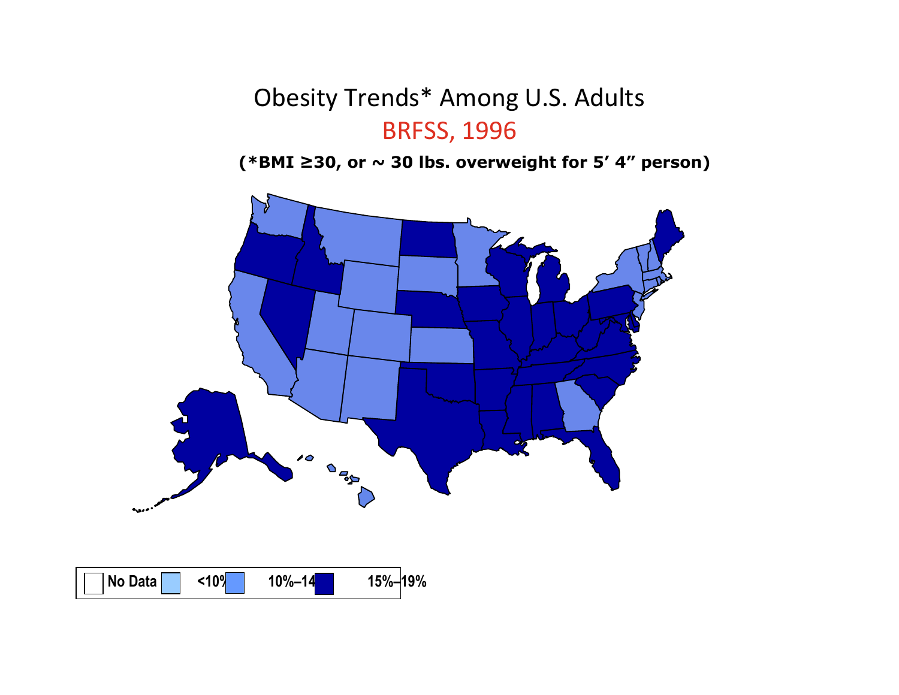# Obesity Trends* Among U.S. Adults

## BRFSS, 1996

**(*BMI ≥30, or ~ 30 lbs. overweight for 5′ 4″ person)**

**No Data** **<10%** **10%–14%** **15%–19%**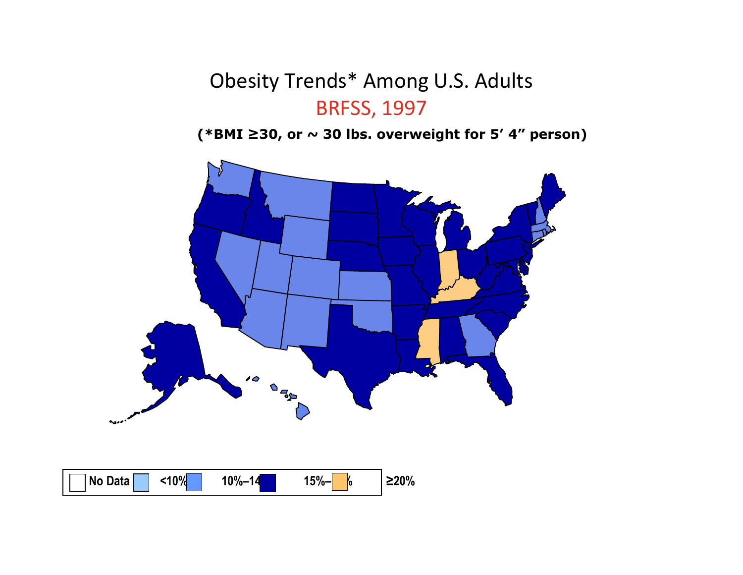# Obesity Trends* Among U.S. Adults

## BRFSS, 1997

**(*BMI ≥30, or ~ 30 lbs. overweight for 5′ 4″ person)**

**No Data** **<10%** **10%–14** **15%–** **%** **≥20%**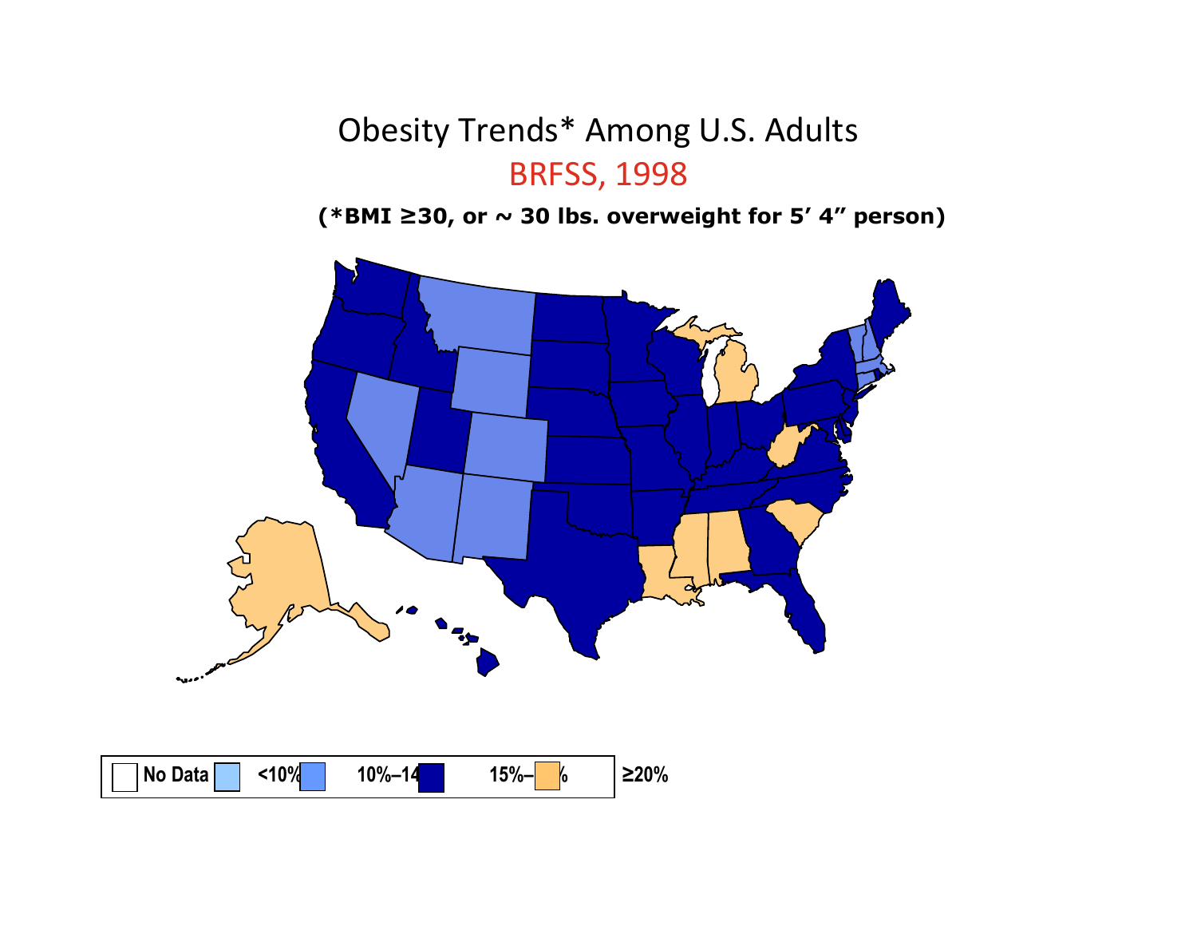# Obesity Trends* Among U.S. Adults

## BRFSS, 1998

**(*BMI ≥30, or ~ 30 lbs. overweight for 5' 4" person)**

**No Data** **<10%** **10%–14%** **15%–19%** **≥20%**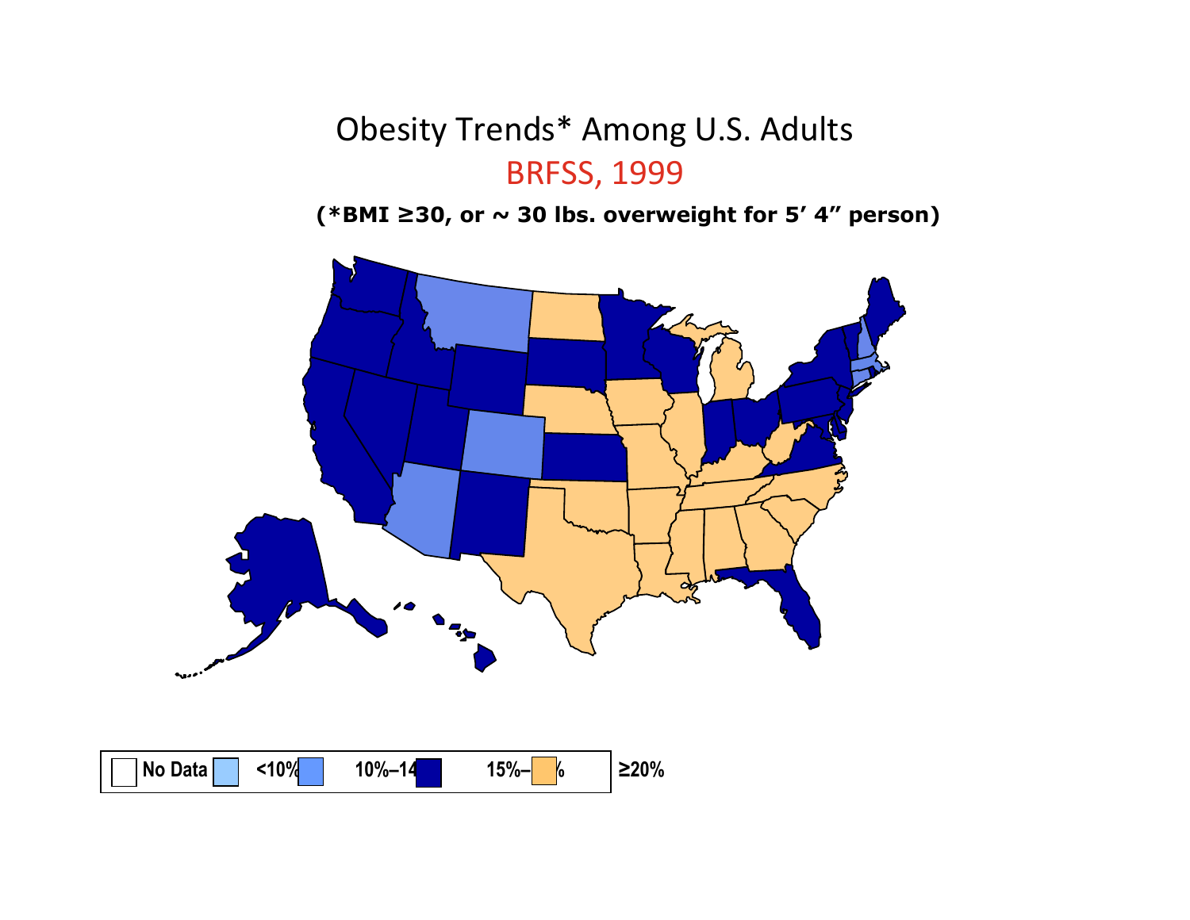# Obesity Trends* Among U.S. Adults

## BRFSS, 1999

**(*BMI ≥30, or ~ 30 lbs. overweight for 5′ 4″ person)**

**No Data** | **<10%** | **10%–14%** | **15%–19%** | **≥20%**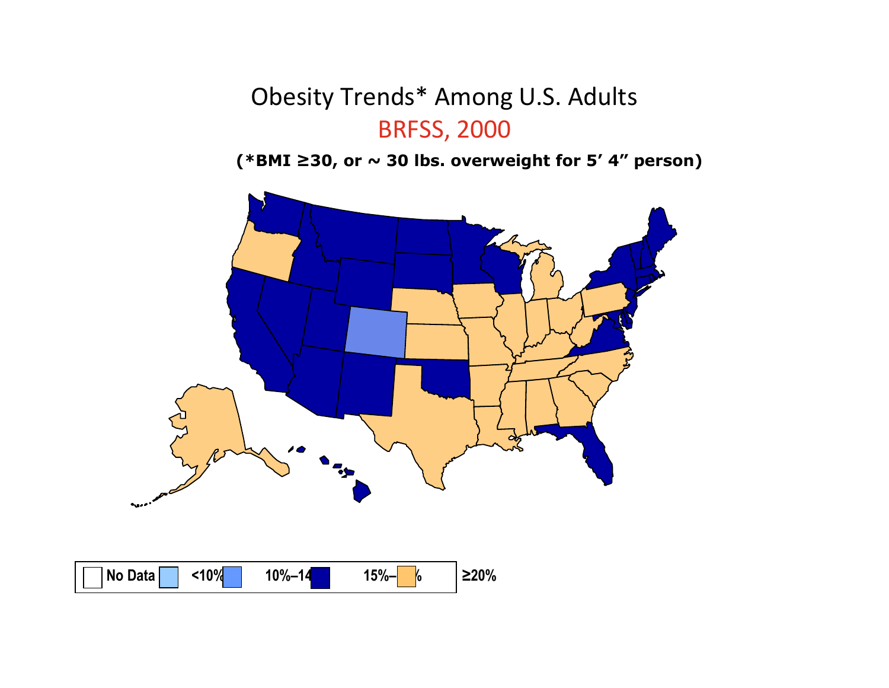# Obesity Trends* Among U.S. Adults

## BRFSS, 2000

**(*BMI ≥30, or ~ 30 lbs. overweight for 5' 4" person)**

**No Data** **<10%** **10%–14%** **15%–19%** **≥20%**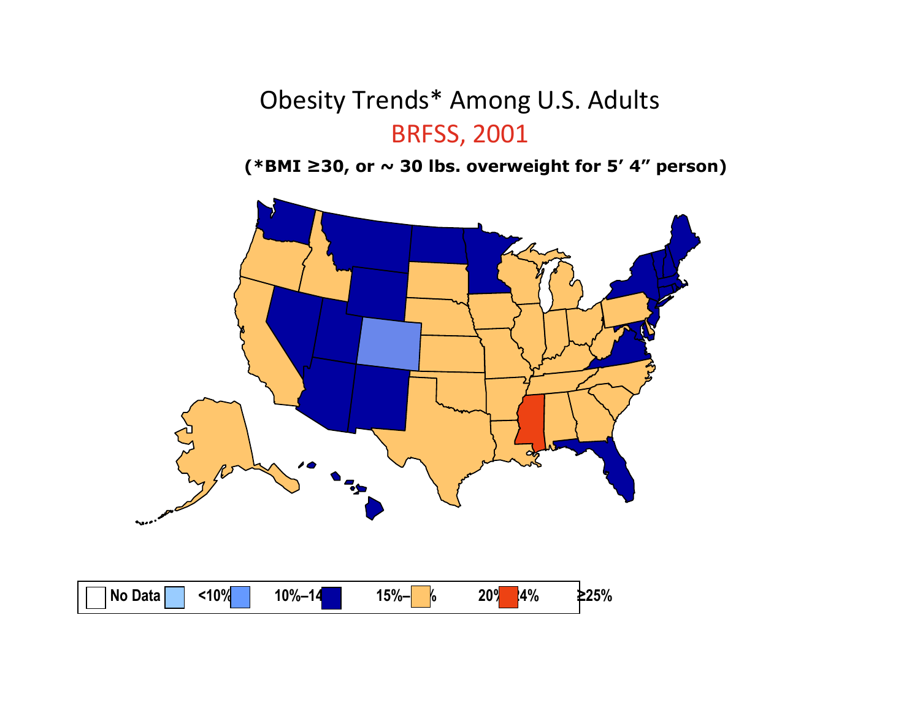# Obesity Trends* Among U.S. Adults

## BRFSS, 2001

**(*BMI ≥30, or ~ 30 lbs. overweight for 5' 4" person)**

**No Data** | **<10%** | **10%–14%** | **15%–19%** | **20%–24%** | **≥25%**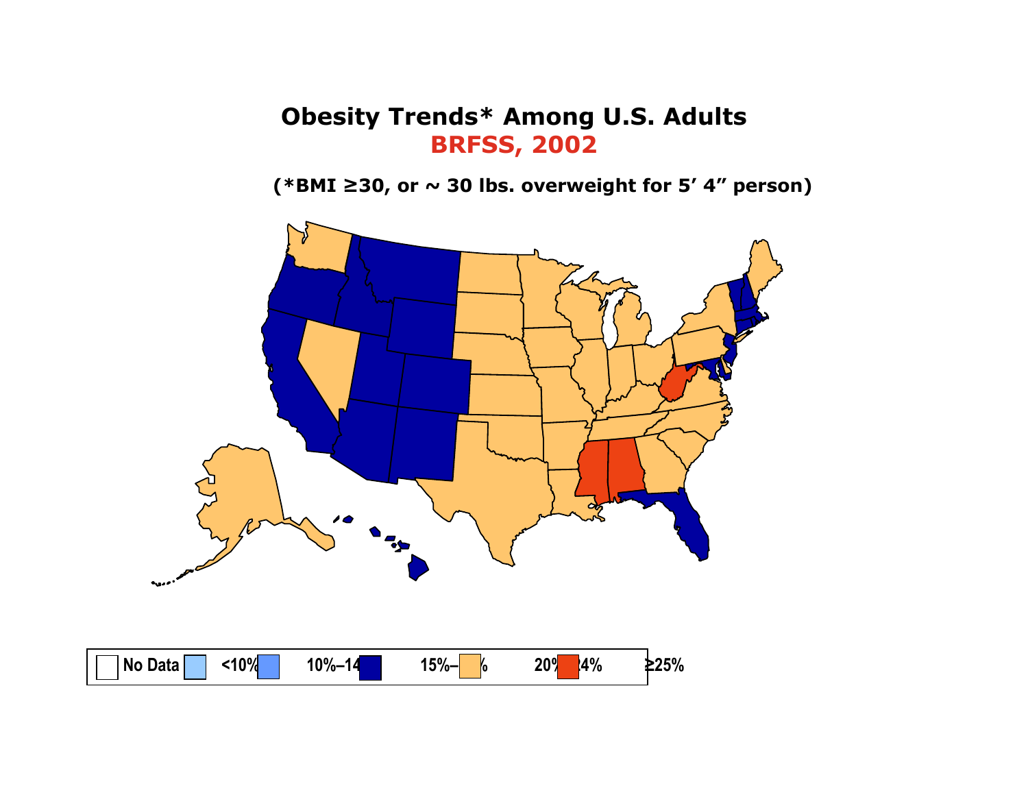# Obesity Trends* Among U.S. Adults

## BRFSS, 2002

(*BMI ≥30, or ~ 30 lbs. overweight for 5' 4" person)

No Data <10% 10%–14% 15%–19% 20%–24% ≥25%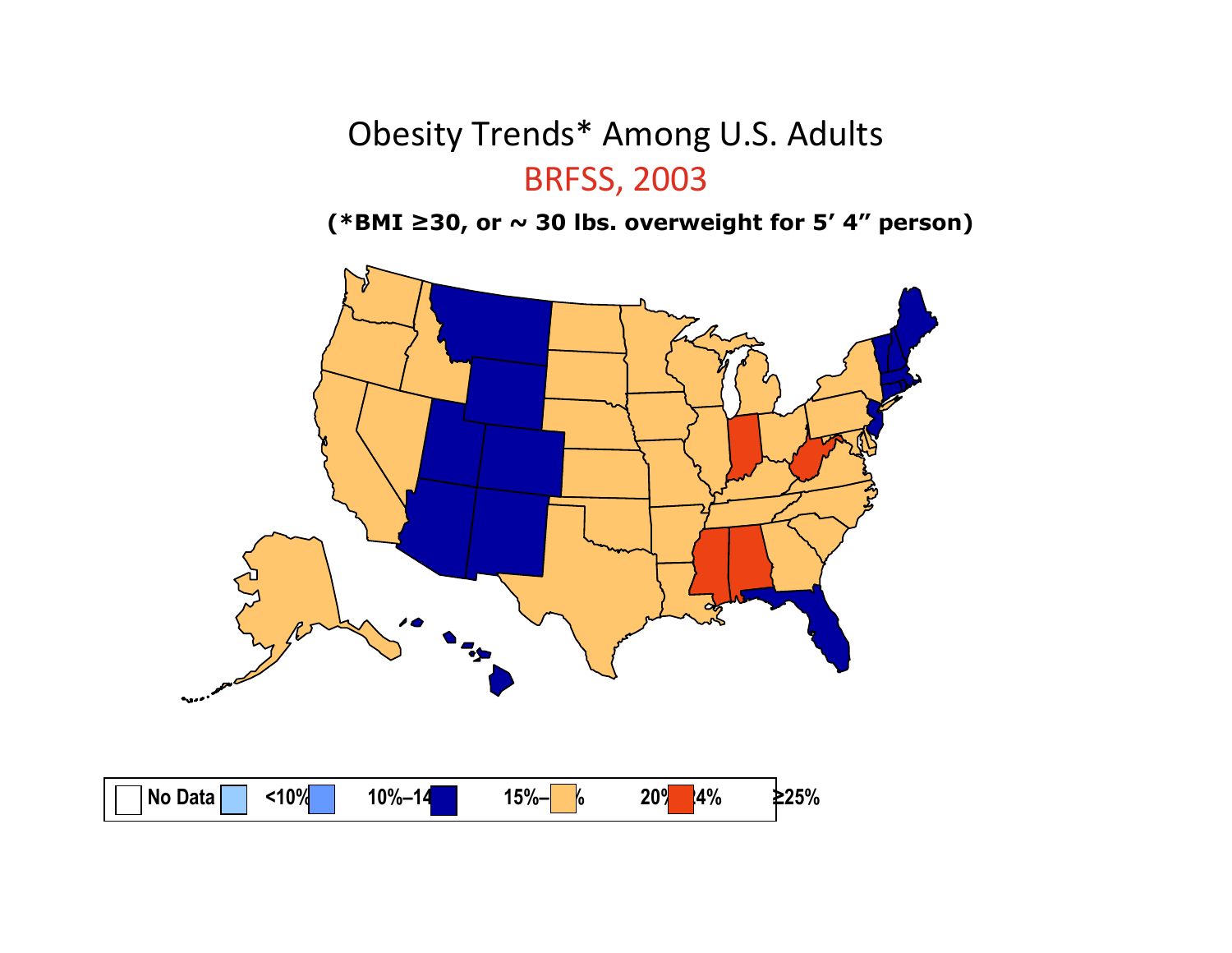# Obesity Trends* Among U.S. Adults

## BRFSS, 2003

**(*BMI ≥30, or ~ 30 lbs. overweight for 5' 4" person)**

**No Data** **<10%** **10%–14%** **15%–19%** **20%–24%** **≥25%**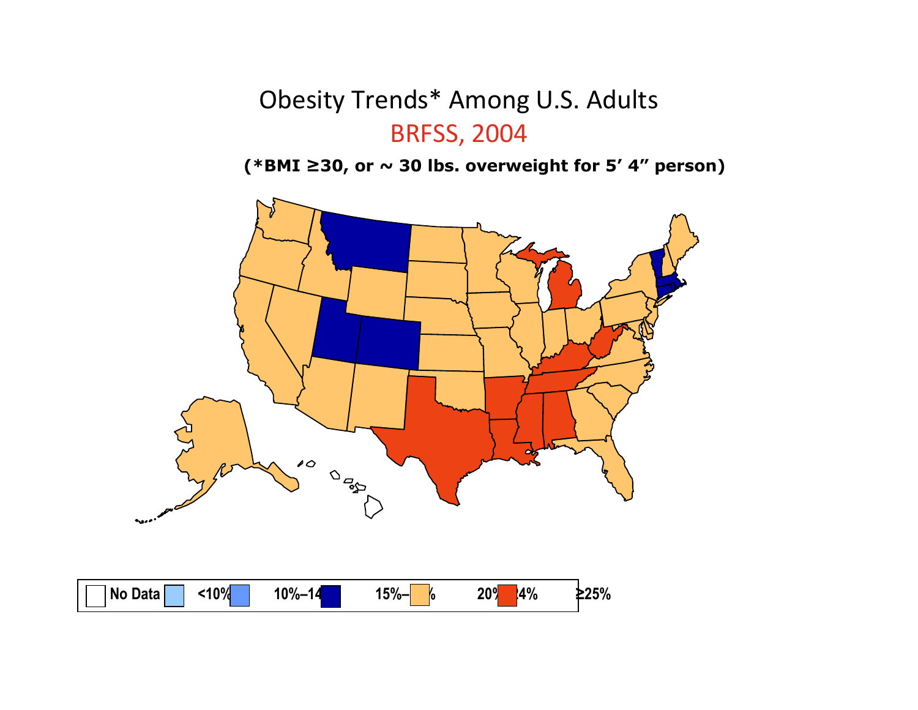# Obesity Trends* Among U.S. Adults

## BRFSS, 2004

**(*BMI ≥30, or ~ 30 lbs. overweight for 5' 4" person)**

**No Data** **<10%** **10%–14%** **15%–19%** **20%–24%** **≥25%**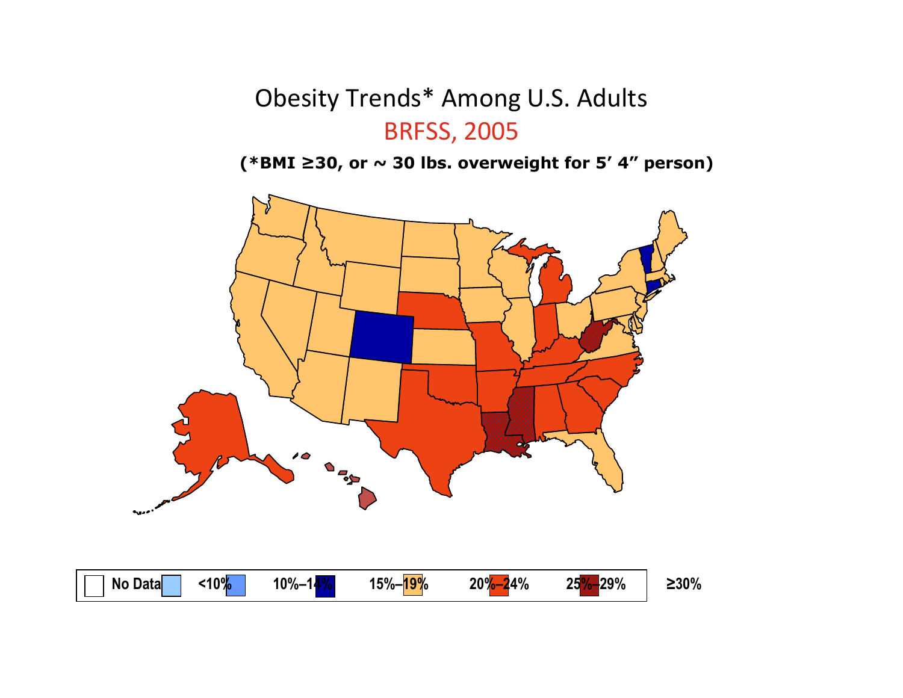# Obesity Trends* Among U.S. Adults

## BRFSS, 2005

**(*BMI ≥30, or ~ 30 lbs. overweight for 5' 4" person)**

**No Data** **<10%** **10%–14%** **15%–19%** **20%–24%** **25%–29%** **≥30%**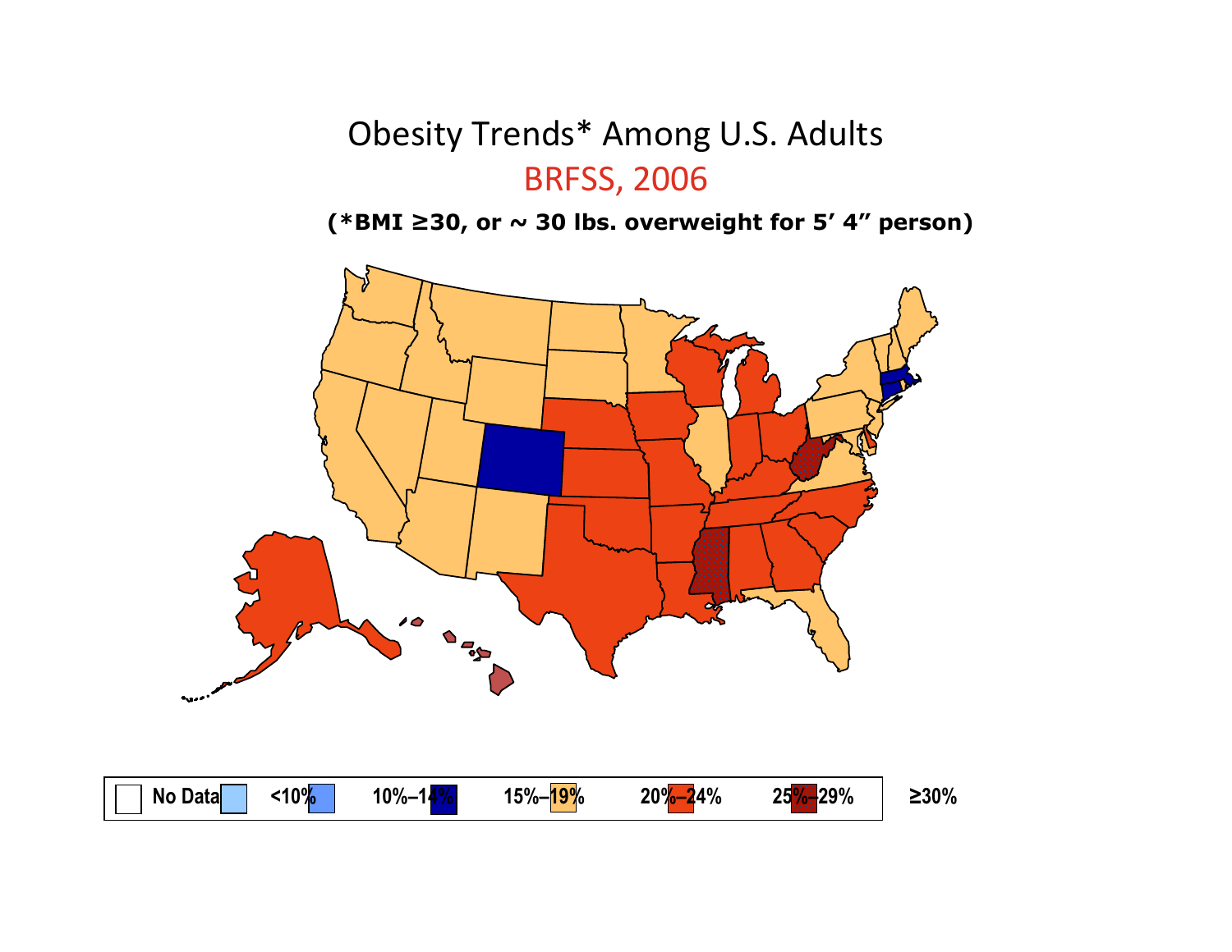# Obesity Trends* Among U.S. Adults

## BRFSS, 2006

**(*BMI ≥30, or ~ 30 lbs. overweight for 5' 4" person)**

| No Data | <10% | 10%–14% | 15%–19% | 20%–24% | 25%–29% | ≥30% |
|---|---|---|---|---|---|---|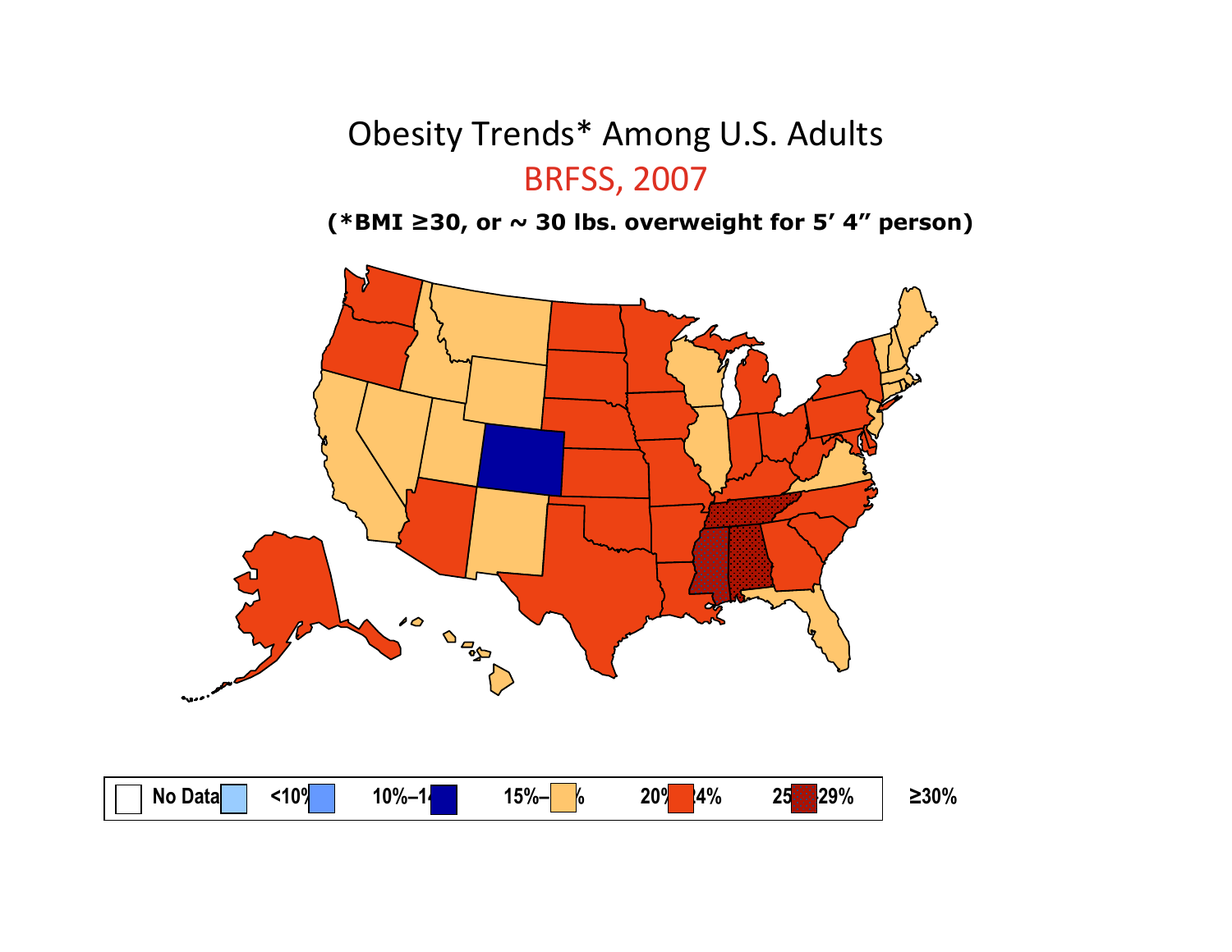# Obesity Trends* Among U.S. Adults

## BRFSS, 2007

**(*BMI ≥30, or ~ 30 lbs. overweight for 5′ 4″ person)**

**No Data** **<10%** **10%–14%** **15%–19%** **20%–24%** **25%–29%** **≥30%**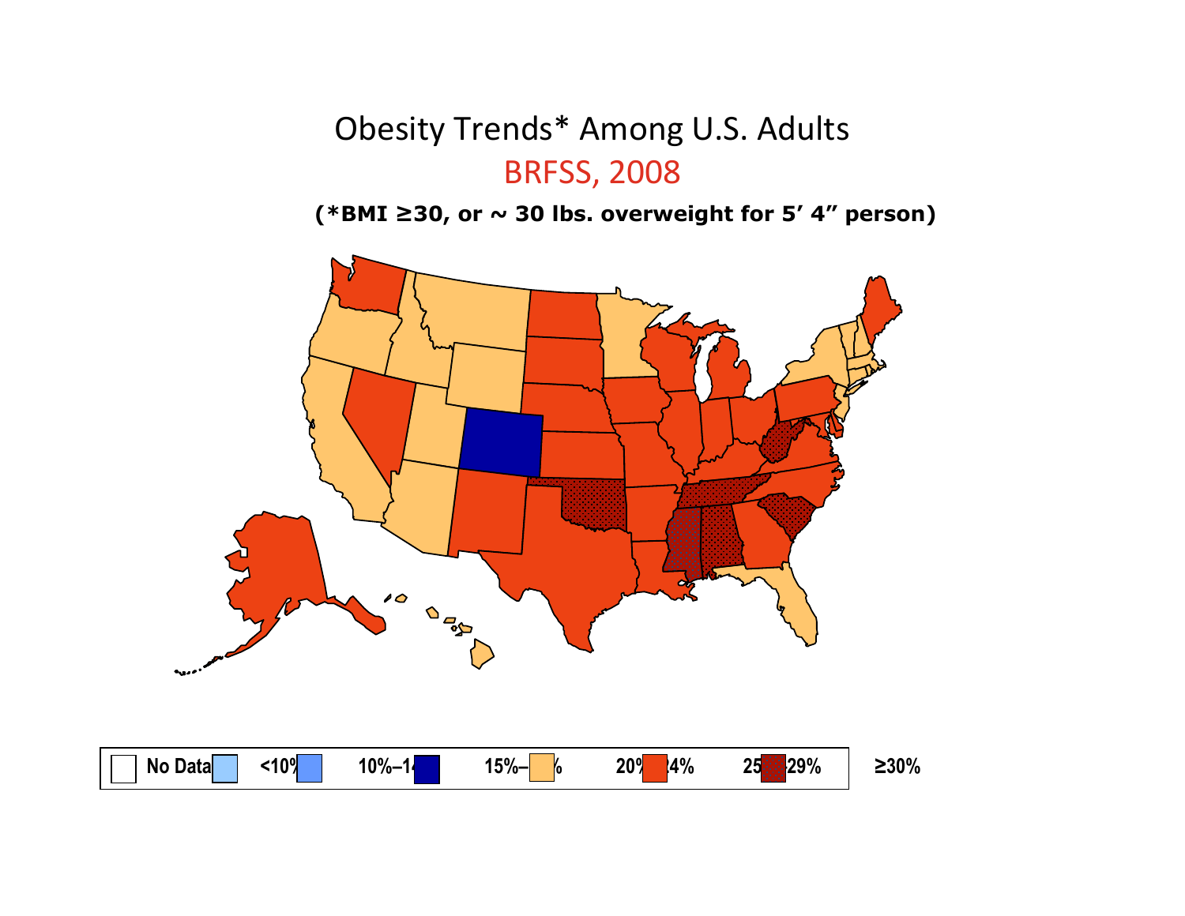# Obesity Trends* Among U.S. Adults

## BRFSS, 2008

**(*BMI ≥30, or ~ 30 lbs. overweight for 5' 4" person)**

**No Data** **<10%** **10%–14%** **15%–19%** **20%–24%** **25%–29%** **≥30%**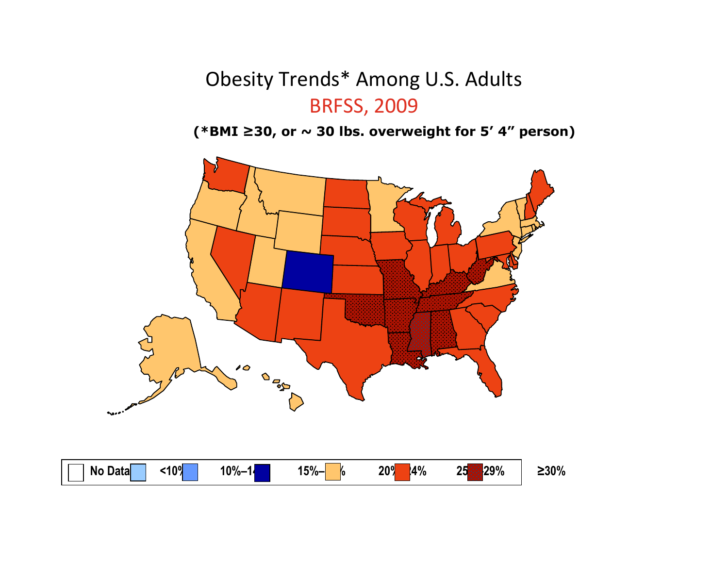# Obesity Trends* Among U.S. Adults

## BRFSS, 2009

**(*BMI ≥30, or ~ 30 lbs. overweight for 5' 4" person)**

**No Data** **<10%** **10%–14%** **15%–19%** **20%–24%** **25%–29%** **≥30%**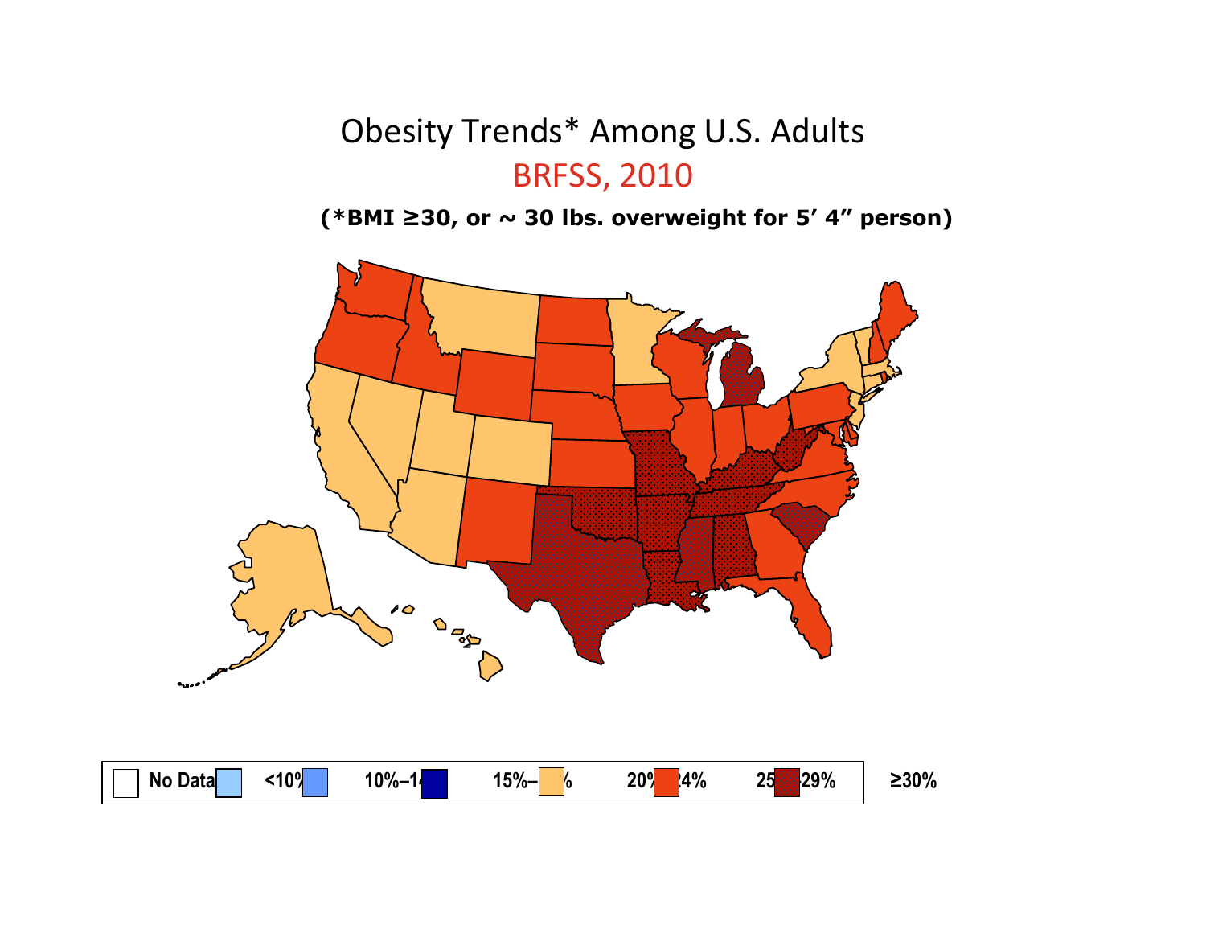# Obesity Trends* Among U.S. Adults

## BRFSS, 2010

**(*BMI ≥30, or ~ 30 lbs. overweight for 5' 4" person)**

**No Data** **<10%** **10%–14%** **15%–19%** **20%–24%** **25%–29%** **≥30%**